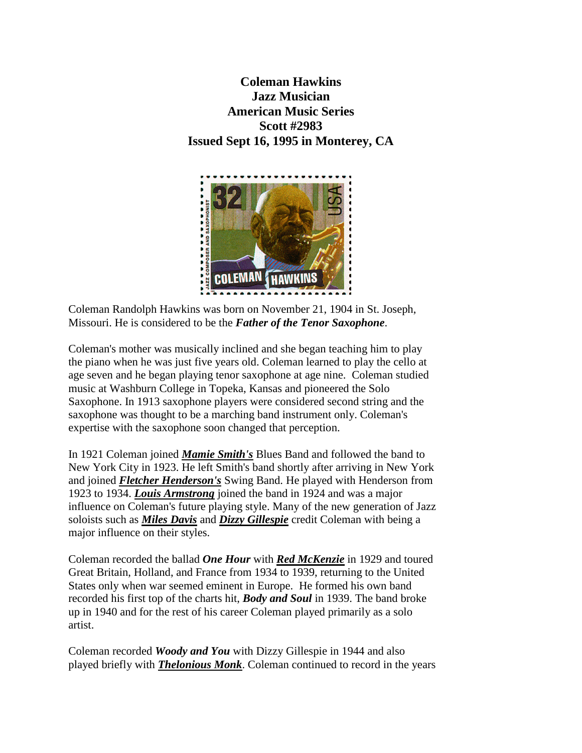**Coleman Hawkins**
**Jazz Musician**
**American Music Series**
**Scott #2983**
**Issued Sept 16, 1995 in Monterey, CA**

Coleman Randolph Hawkins was born on November 21, 1904 in St. Joseph, Missouri. He is considered to be the ***Father of the Tenor Saxophone***.

Coleman's mother was musically inclined and she began teaching him to play the piano when he was just five years old. Coleman learned to play the cello at age seven and he began playing tenor saxophone at age nine. Coleman studied music at Washburn College in Topeka, Kansas and pioneered the Solo Saxophone. In 1913 saxophone players were considered second string and the saxophone was thought to be a marching band instrument only. Coleman's expertise with the saxophone soon changed that perception.

In 1921 Coleman joined ***Mamie Smith's*** Blues Band and followed the band to New York City in 1923. He left Smith's band shortly after arriving in New York and joined ***Fletcher Henderson's*** Swing Band. He played with Henderson from 1923 to 1934. ***Louis Armstrong*** joined the band in 1924 and was a major influence on Coleman's future playing style. Many of the new generation of Jazz soloists such as ***Miles Davis*** and ***Dizzy Gillespie*** credit Coleman with being a major influence on their styles.

Coleman recorded the ballad ***One Hour*** with ***Red McKenzie*** in 1929 and toured Great Britain, Holland, and France from 1934 to 1939, returning to the United States only when war seemed eminent in Europe. He formed his own band recorded his first top of the charts hit, ***Body and Soul*** in 1939. The band broke up in 1940 and for the rest of his career Coleman played primarily as a solo artist.

Coleman recorded ***Woody and You*** with Dizzy Gillespie in 1944 and also played briefly with ***Thelonious Monk***. Coleman continued to record in the years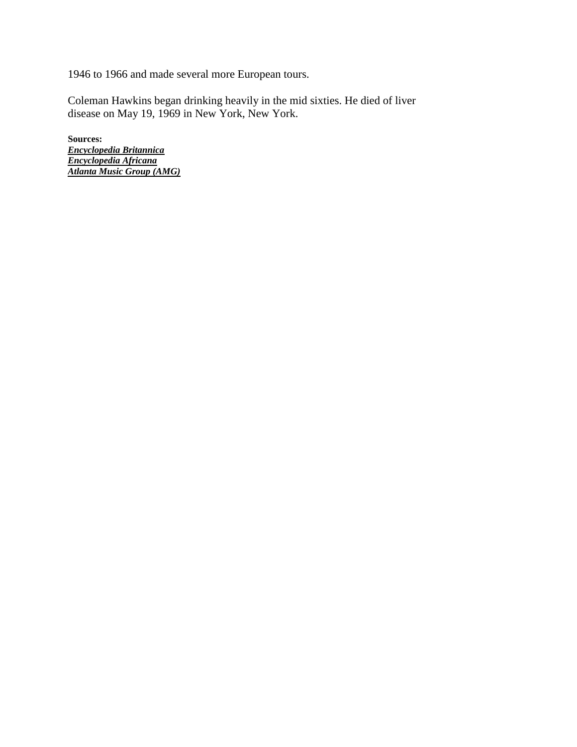1946 to 1966 and made several more European tours.

Coleman Hawkins began drinking heavily in the mid sixties. He died of liver disease on May 19, 1969 in New York, New York.

**Sources:**  
***Encyclopedia Britannica***  
***Encyclopedia Africana***  
***Atlanta Music Group (AMG)***